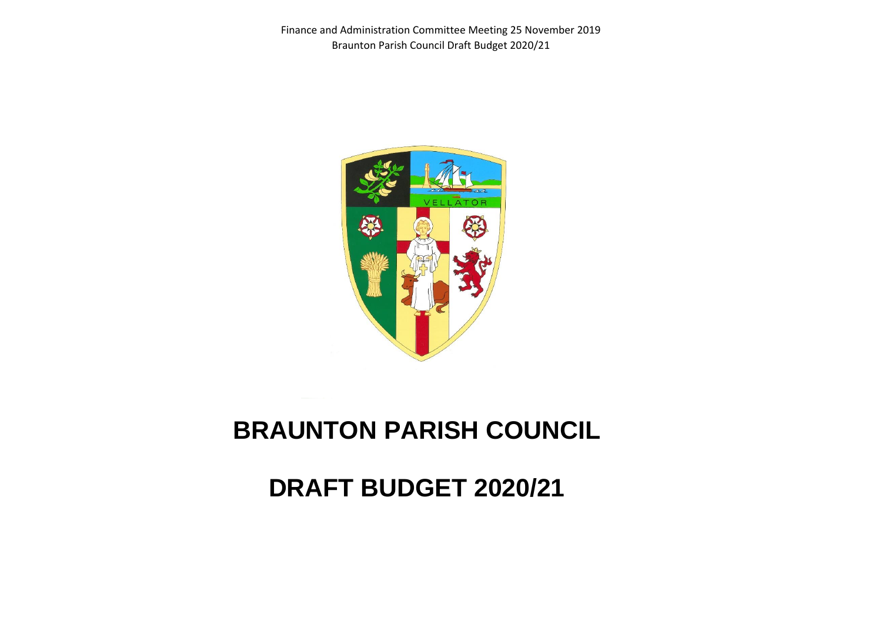Finance and Administration Committee Meeting 25 November 2019
Braunton Parish Council Draft Budget 2020/21

# BRAUNTON PARISH COUNCIL

# DRAFT BUDGET 2020/21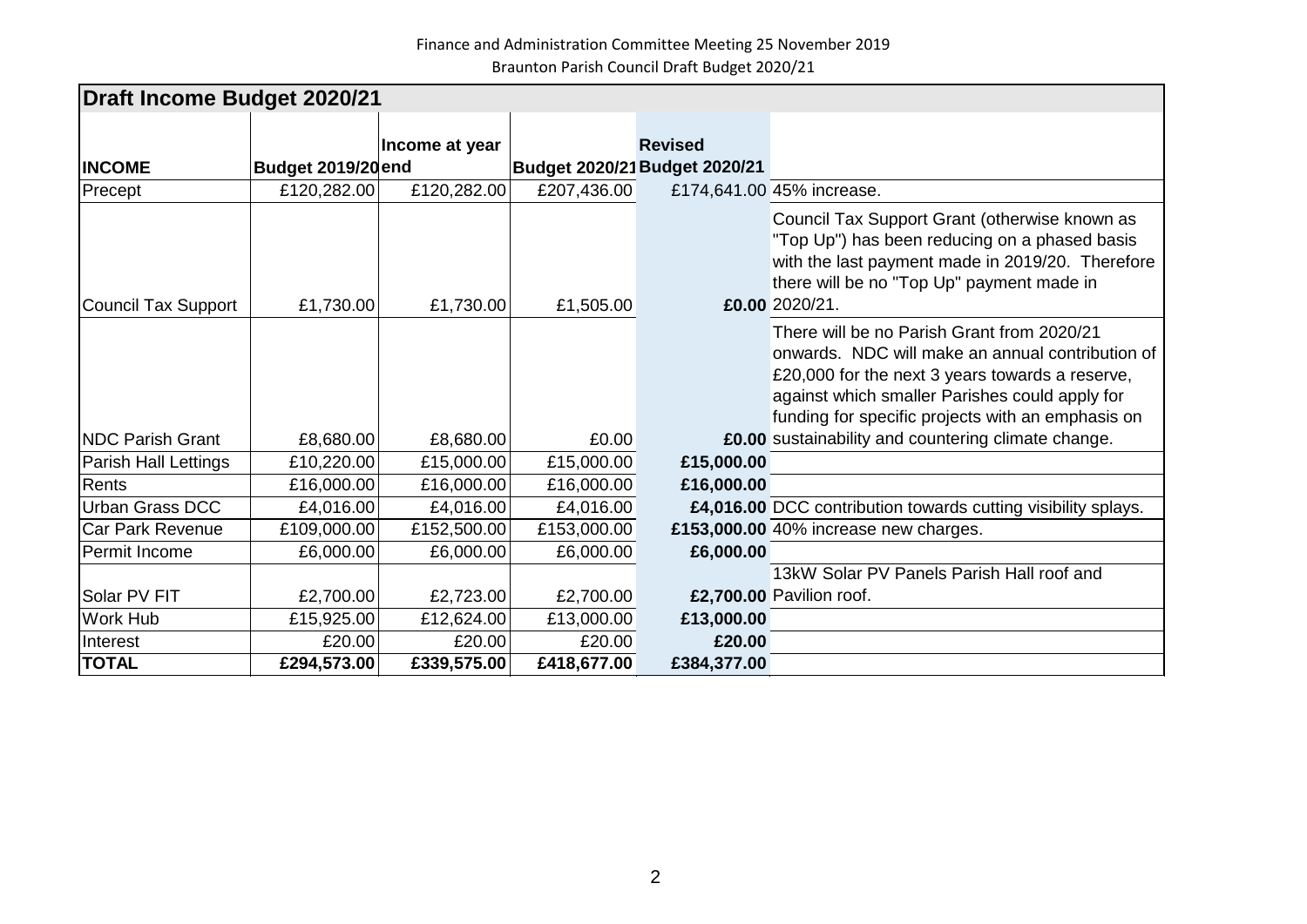Finance and Administration Committee Meeting 25 November 2019

Braunton Parish Council Draft Budget 2020/21

## Draft Income Budget 2020/21

| INCOME | Budget 2019/20 | Income at year end | Budget 2020/21 | Revised Budget 2020/21 | |
|---|---|---|---|---|---|
| Precept | £120,282.00 | £120,282.00 | £207,436.00 | £174,641.00 | 45% increase. |
| Council Tax Support | £1,730.00 | £1,730.00 | £1,505.00 | **£0.00** | Council Tax Support Grant (otherwise known as "Top Up") has been reducing on a phased basis with the last payment made in 2019/20. Therefore there will be no "Top Up" payment made in 2020/21. |
| NDC Parish Grant | £8,680.00 | £8,680.00 | £0.00 | **£0.00** | There will be no Parish Grant from 2020/21 onwards. NDC will make an annual contribution of £20,000 for the next 3 years towards a reserve, against which smaller Parishes could apply for funding for specific projects with an emphasis on sustainability and countering climate change. |
| Parish Hall Lettings | £10,220.00 | £15,000.00 | £15,000.00 | **£15,000.00** | |
| Rents | £16,000.00 | £16,000.00 | £16,000.00 | **£16,000.00** | |
| Urban Grass DCC | £4,016.00 | £4,016.00 | £4,016.00 | **£4,016.00** | DCC contribution towards cutting visibility splays. |
| Car Park Revenue | £109,000.00 | £152,500.00 | £153,000.00 | **£153,000.00** | 40% increase new charges. |
| Permit Income | £6,000.00 | £6,000.00 | £6,000.00 | **£6,000.00** | |
| Solar PV FIT | £2,700.00 | £2,723.00 | £2,700.00 | **£2,700.00** | 13kW Solar PV Panels Parish Hall roof and Pavilion roof. |
| Work Hub | £15,925.00 | £12,624.00 | £13,000.00 | **£13,000.00** | |
| Interest | £20.00 | £20.00 | £20.00 | **£20.00** | |
| **TOTAL** | **£294,573.00** | **£339,575.00** | **£418,677.00** | **£384,377.00** | |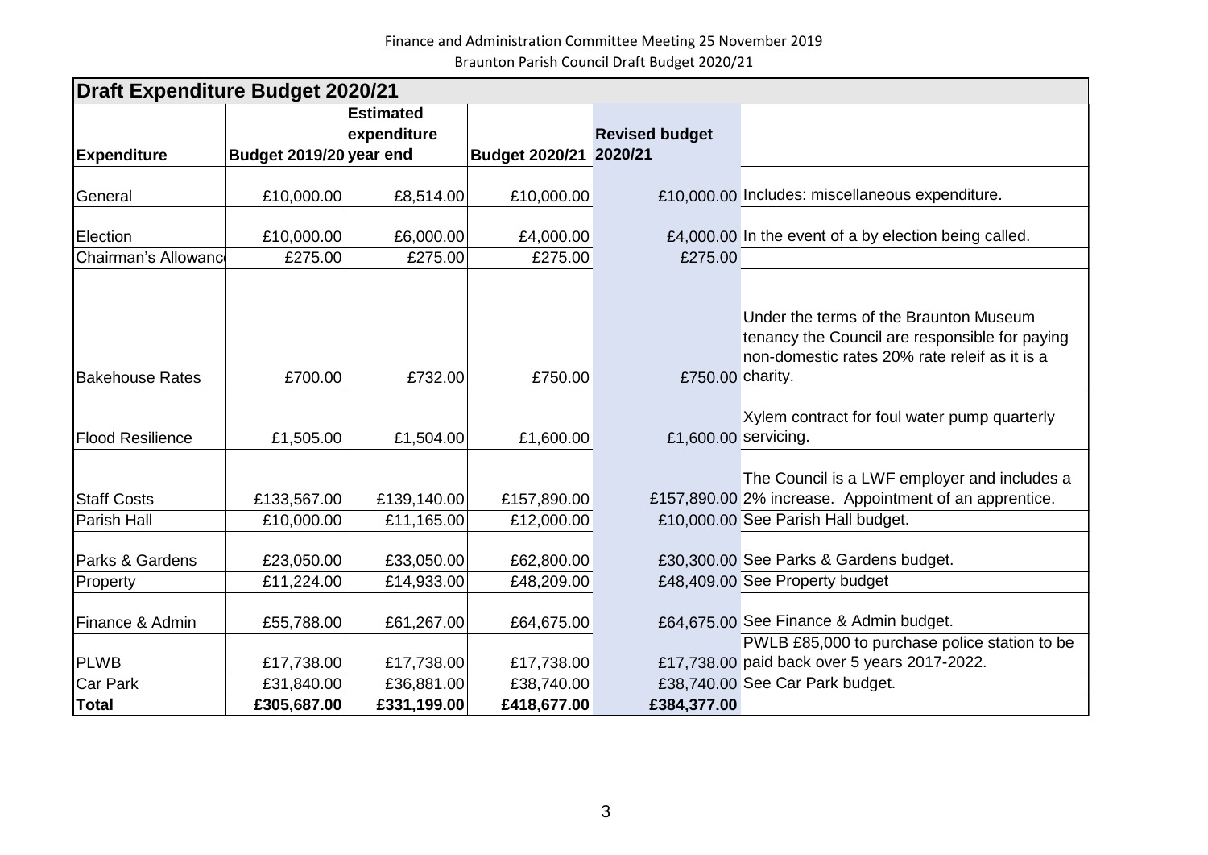Finance and Administration Committee Meeting 25 November 2019

Braunton Parish Council Draft Budget 2020/21

| Draft Expenditure Budget 2020/21 | | | | | |
|---|---|---|---|---|---|
| **Expenditure** | **Budget 2019/20** | **Estimated expenditure year end** | **Budget 2020/21** | **Revised budget 2020/21** | |
| General | £10,000.00 | £8,514.00 | £10,000.00 | £10,000.00 | Includes: miscellaneous expenditure. |
| Election | £10,000.00 | £6,000.00 | £4,000.00 | £4,000.00 | In the event of a by election being called. |
| Chairman's Allowance | £275.00 | £275.00 | £275.00 | £275.00 | |
| Bakehouse Rates | £700.00 | £732.00 | £750.00 | £750.00 | Under the terms of the Braunton Museum tenancy the Council are responsible for paying non-domestic rates 20% rate releif as it is a charity. |
| Flood Resilience | £1,505.00 | £1,504.00 | £1,600.00 | £1,600.00 | Xylem contract for foul water pump quarterly servicing. |
| Staff Costs | £133,567.00 | £139,140.00 | £157,890.00 | £157,890.00 | The Council is a LWF employer and includes a 2% increase. Appointment of an apprentice. |
| Parish Hall | £10,000.00 | £11,165.00 | £12,000.00 | £10,000.00 | See Parish Hall budget. |
| Parks & Gardens | £23,050.00 | £33,050.00 | £62,800.00 | £30,300.00 | See Parks & Gardens budget. |
| Property | £11,224.00 | £14,933.00 | £48,209.00 | £48,409.00 | See Property budget |
| Finance & Admin | £55,788.00 | £61,267.00 | £64,675.00 | £64,675.00 | See Finance & Admin budget. |
| PLWB | £17,738.00 | £17,738.00 | £17,738.00 | £17,738.00 | PWLB £85,000 to purchase police station to be paid back over 5 years 2017-2022. |
| Car Park | £31,840.00 | £36,881.00 | £38,740.00 | £38,740.00 | See Car Park budget. |
| **Total** | **£305,687.00** | **£331,199.00** | **£418,677.00** | **£384,377.00** | |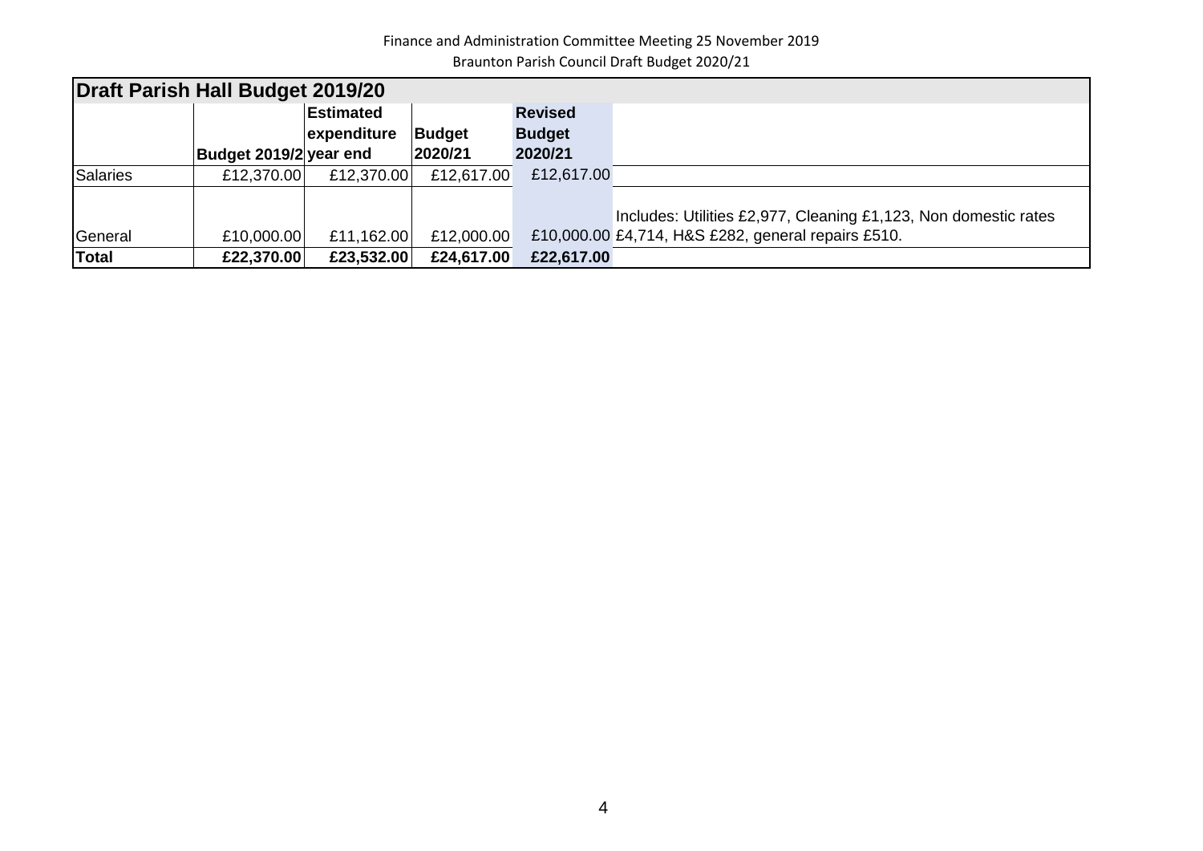Finance and Administration Committee Meeting 25 November 2019

Braunton Parish Council Draft Budget 2020/21

| Draft Parish Hall Budget 2019/20 | | | | | |
|---|---|---|---|---|---|
| | Budget 2019/2 | Estimated expenditure year end | Budget 2020/21 | Revised Budget 2020/21 | |
| Salaries | £12,370.00 | £12,370.00 | £12,617.00 | £12,617.00 | |
| General | £10,000.00 | £11,162.00 | £12,000.00 | £10,000.00 | Includes: Utilities £2,977, Cleaning £1,123, Non domestic rates £4,714, H&S £282, general repairs £510. |
| **Total** | **£22,370.00** | **£23,532.00** | **£24,617.00** | **£22,617.00** | |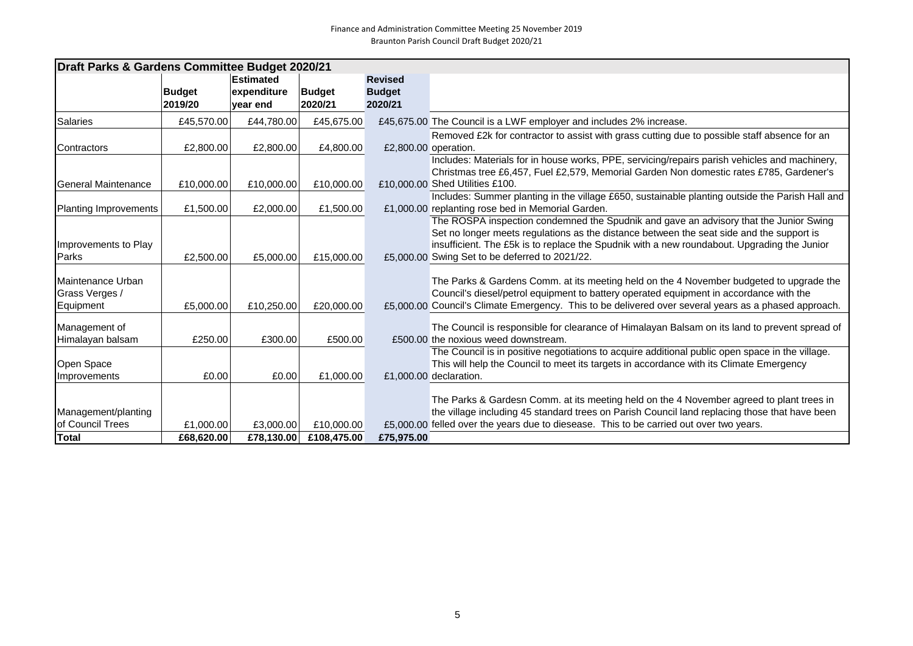Finance and Administration Committee Meeting 25 November 2019
Braunton Parish Council Draft Budget 2020/21

| Draft Parks & Gardens Committee Budget 2020/21 | | | | | |
|---|---|---|---|---|---|
| | Budget 2019/20 | Estimated expenditure year end | Budget 2020/21 | Revised Budget 2020/21 | |
| Salaries | £45,570.00 | £44,780.00 | £45,675.00 | £45,675.00 | The Council is a LWF employer and includes 2% increase. |
| Contractors | £2,800.00 | £2,800.00 | £4,800.00 | £2,800.00 | Removed £2k for contractor to assist with grass cutting due to possible staff absence for an operation. |
| General Maintenance | £10,000.00 | £10,000.00 | £10,000.00 | £10,000.00 | Includes: Materials for in house works, PPE, servicing/repairs parish vehicles and machinery, Christmas tree £6,457, Fuel £2,579, Memorial Garden Non domestic rates £785, Gardener's Shed Utilities £100. |
| Planting Improvements | £1,500.00 | £2,000.00 | £1,500.00 | £1,000.00 | Includes: Summer planting in the village £650, sustainable planting outside the Parish Hall and replanting rose bed in Memorial Garden. |
| Improvements to Play Parks | £2,500.00 | £5,000.00 | £15,000.00 | £5,000.00 | The ROSPA inspection condemned the Spudnik and gave an advisory that the Junior Swing Set no longer meets regulations as the distance between the seat side and the support is insufficient. The £5k is to replace the Spudnik with a new roundabout. Upgrading the Junior Swing Set to be deferred to 2021/22. |
| Maintenance Urban Grass Verges / Equipment | £5,000.00 | £10,250.00 | £20,000.00 | £5,000.00 | The Parks & Gardens Comm. at its meeting held on the 4 November budgeted to upgrade the Council's diesel/petrol equipment to battery operated equipment in accordance with the Council's Climate Emergency. This to be delivered over several years as a phased approach. |
| Management of Himalayan balsam | £250.00 | £300.00 | £500.00 | £500.00 | The Council is responsible for clearance of Himalayan Balsam on its land to prevent spread of the noxious weed downstream. |
| Open Space Improvements | £0.00 | £0.00 | £1,000.00 | £1,000.00 | The Council is in positive negotiations to acquire additional public open space in the village. This will help the Council to meet its targets in accordance with its Climate Emergency declaration. |
| Management/planting of Council Trees | £1,000.00 | £3,000.00 | £10,000.00 | £5,000.00 | The Parks & Gardesn Comm. at its meeting held on the 4 November agreed to plant trees in the village including 45 standard trees on Parish Council land replacing those that have been felled over the years due to diesease. This to be carried out over two years. |
| **Total** | **£68,620.00** | **£78,130.00** | **£108,475.00** | **£75,975.00** | |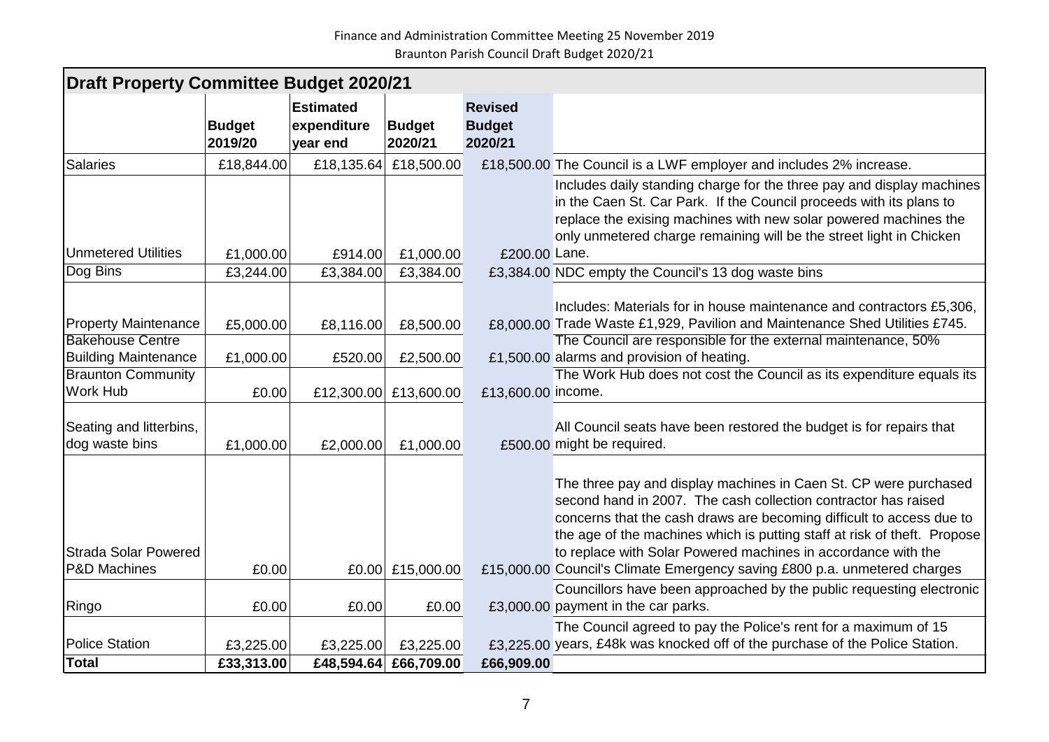Finance and Administration Committee Meeting 25 November 2019

Braunton Parish Council Draft Budget 2020/21

## Draft Property Committee Budget 2020/21

| | Budget 2019/20 | Estimated expenditure year end | Budget 2020/21 | Revised Budget 2020/21 | |
|---|---|---|---|---|---|
| Salaries | £18,844.00 | £18,135.64 | £18,500.00 | £18,500.00 | The Council is a LWF employer and includes 2% increase. |
| Unmetered Utilities | £1,000.00 | £914.00 | £1,000.00 | £200.00 | Includes daily standing charge for the three pay and display machines in the Caen St. Car Park. If the Council proceeds with its plans to replace the exising machines with new solar powered machines the only unmetered charge remaining will be the street light in Chicken Lane. |
| Dog Bins | £3,244.00 | £3,384.00 | £3,384.00 | £3,384.00 | NDC empty the Council's 13 dog waste bins |
| Property Maintenance | £5,000.00 | £8,116.00 | £8,500.00 | £8,000.00 | Includes: Materials for in house maintenance and contractors £5,306, Trade Waste £1,929, Pavilion and Maintenance Shed Utilities £745. |
| Bakehouse Centre Building Maintenance | £1,000.00 | £520.00 | £2,500.00 | £1,500.00 | The Council are responsible for the external maintenance, 50% alarms and provision of heating. |
| Braunton Community Work Hub | £0.00 | £12,300.00 | £13,600.00 | £13,600.00 | The Work Hub does not cost the Council as its expenditure equals its income. |
| Seating and litterbins, dog waste bins | £1,000.00 | £2,000.00 | £1,000.00 | £500.00 | All Council seats have been restored the budget is for repairs that might be required. |
| Strada Solar Powered P&D Machines | £0.00 | £0.00 | £15,000.00 | £15,000.00 | The three pay and display machines in Caen St. CP were purchased second hand in 2007. The cash collection contractor has raised concerns that the cash draws are becoming difficult to access due to the age of the machines which is putting staff at risk of theft. Propose to replace with Solar Powered machines in accordance with the Council's Climate Emergency saving £800 p.a. unmetered charges |
| Ringo | £0.00 | £0.00 | £0.00 | £3,000.00 | Councillors have been approached by the public requesting electronic payment in the car parks. |
| Police Station | £3,225.00 | £3,225.00 | £3,225.00 | £3,225.00 | The Council agreed to pay the Police's rent for a maximum of 15 years, £48k was knocked off of the purchase of the Police Station. |
| **Total** | **£33,313.00** | **£48,594.64** | **£66,709.00** | **£66,909.00** | |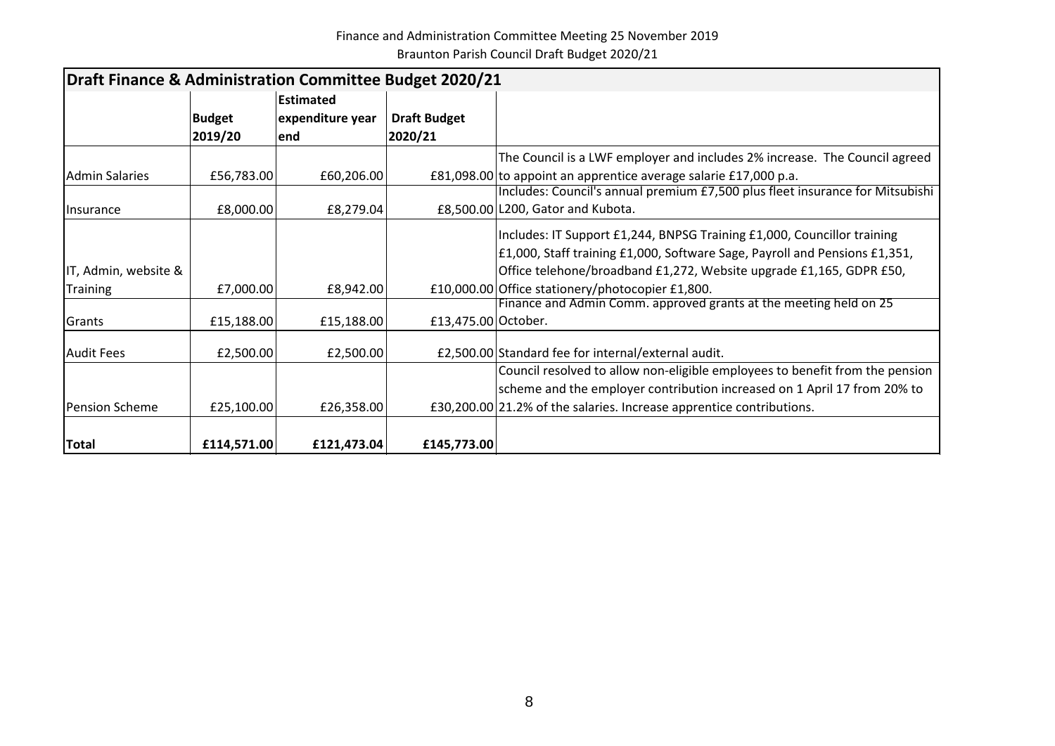Finance and Administration Committee Meeting 25 November 2019

Braunton Parish Council Draft Budget 2020/21

| Draft Finance & Administration Committee Budget 2020/21 | | | | |
|---|---|---|---|---|
| | Budget 2019/20 | Estimated expenditure year end | Draft Budget 2020/21 | |
| Admin Salaries | £56,783.00 | £60,206.00 | £81,098.00 | The Council is a LWF employer and includes 2% increase. The Council agreed to appoint an apprentice average salarie £17,000 p.a. |
| Insurance | £8,000.00 | £8,279.04 | £8,500.00 | Includes: Council's annual premium £7,500 plus fleet insurance for Mitsubishi L200, Gator and Kubota. |
| IT, Admin, website & Training | £7,000.00 | £8,942.00 | £10,000.00 | Includes: IT Support £1,244, BNPSG Training £1,000, Councillor training £1,000, Staff training £1,000, Software Sage, Payroll and Pensions £1,351, Office telehone/broadband £1,272, Website upgrade £1,165, GDPR £50, Office stationery/photocopier £1,800. |
| Grants | £15,188.00 | £15,188.00 | £13,475.00 | Finance and Admin Comm. approved grants at the meeting held on 25 October. |
| Audit Fees | £2,500.00 | £2,500.00 | £2,500.00 | Standard fee for internal/external audit. |
| Pension Scheme | £25,100.00 | £26,358.00 | £30,200.00 | Council resolved to allow non-eligible employees to benefit from the pension scheme and the employer contribution increased on 1 April 17 from 20% to 21.2% of the salaries. Increase apprentice contributions. |
| **Total** | **£114,571.00** | **£121,473.04** | **£145,773.00** | |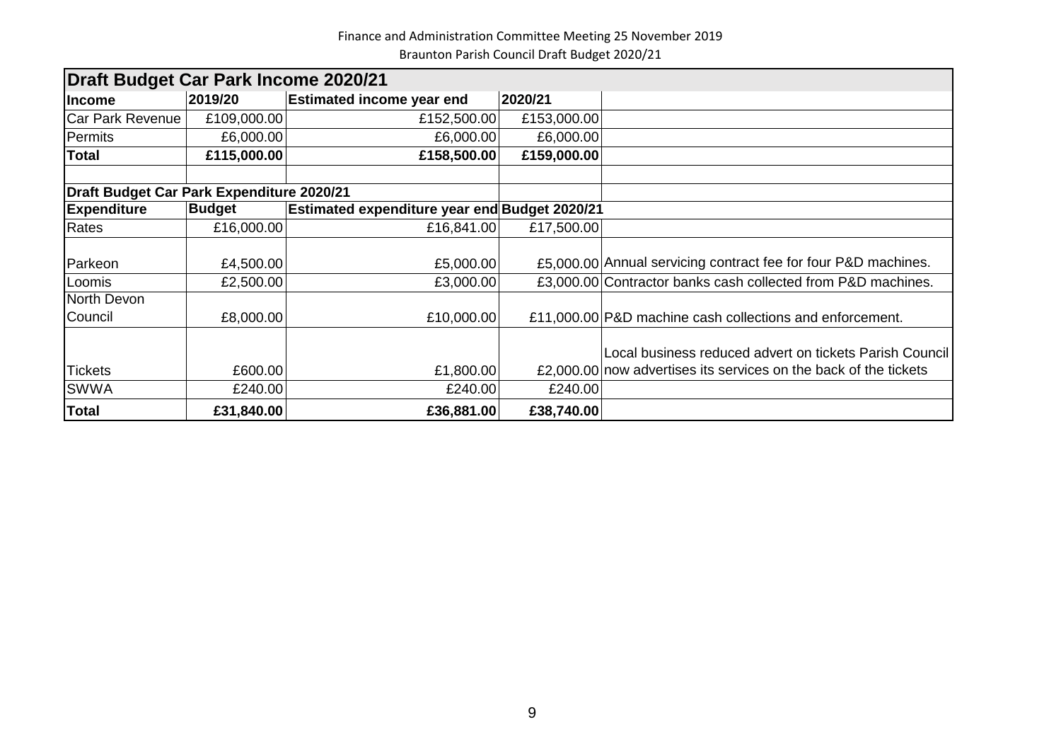Finance and Administration Committee Meeting 25 November 2019

Braunton Parish Council Draft Budget 2020/21

| Draft Budget Car Park Income 2020/21 | | | | |
|---|---|---|---|---|
| **Income** | **2019/20** | **Estimated income year end** | **2020/21** | |
| Car Park Revenue | £109,000.00 | £152,500.00 | £153,000.00 | |
| Permits | £6,000.00 | £6,000.00 | £6,000.00 | |
| **Total** | **£115,000.00** | **£158,500.00** | **£159,000.00** | |
| | | | | |
| **Draft Budget Car Park Expenditure 2020/21** | | | | |
| **Expenditure** | **Budget** | **Estimated expenditure year end** | **Budget 2020/21** | |
| Rates | £16,000.00 | £16,841.00 | £17,500.00 | |
| Parkeon | £4,500.00 | £5,000.00 | £5,000.00 | Annual servicing contract fee for four P&D machines. |
| Loomis | £2,500.00 | £3,000.00 | £3,000.00 | Contractor banks cash collected from P&D machines. |
| North Devon Council | £8,000.00 | £10,000.00 | £11,000.00 | P&D machine cash collections and enforcement. |
| Tickets | £600.00 | £1,800.00 | £2,000.00 | Local business reduced advert on tickets Parish Council now advertises its services on the back of the tickets |
| SWWA | £240.00 | £240.00 | £240.00 | |
| **Total** | **£31,840.00** | **£36,881.00** | **£38,740.00** | |